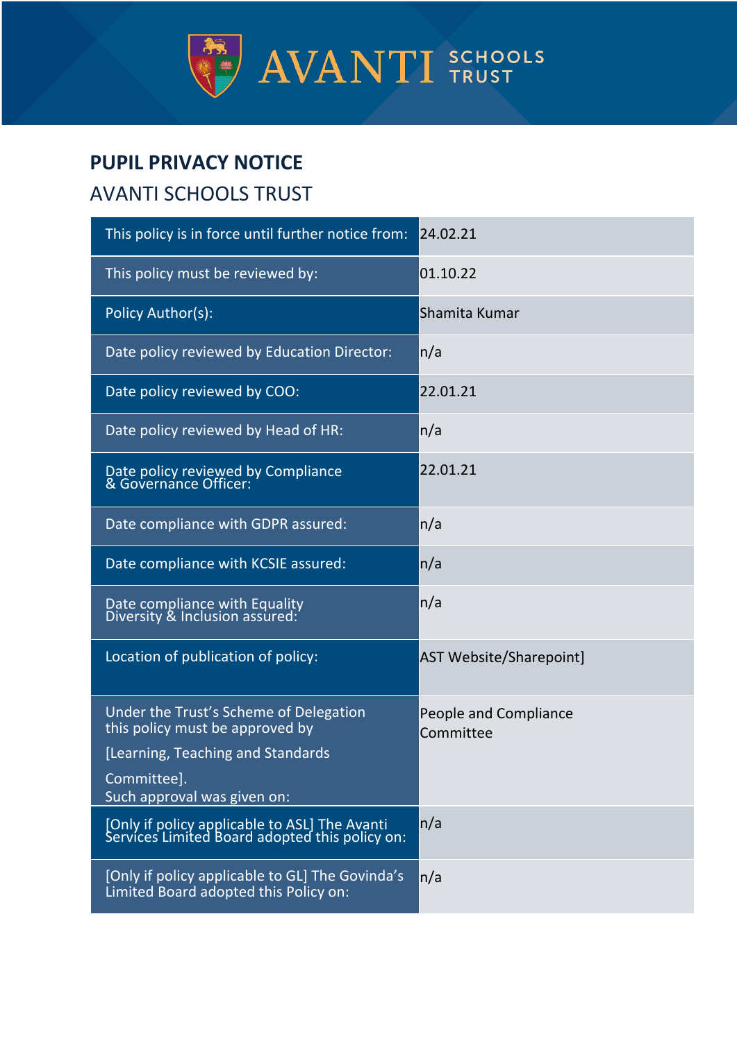# PUPIL PRIVACY NOTICE

## AVANTI SCHOOLS TRUST

| | |
|---|---|
| This policy is in force until further notice from: | 24.02.21 |
| This policy must be reviewed by: | 01.10.22 |
| Policy Author(s): | Shamita Kumar |
| Date policy reviewed by Education Director: | n/a |
| Date policy reviewed by COO: | 22.01.21 |
| Date policy reviewed by Head of HR: | n/a |
| Date policy reviewed by Compliance & Governance Officer: | 22.01.21 |
| Date compliance with GDPR assured: | n/a |
| Date compliance with KCSIE assured: | n/a |
| Date compliance with Equality Diversity & Inclusion assured: | n/a |
| Location of publication of policy: | AST Website/Sharepoint] |
| Under the Trust's Scheme of Delegation this policy must be approved by [Learning, Teaching and Standards Committee]. Such approval was given on: | People and Compliance Committee |
| [Only if policy applicable to ASL] The Avanti Services Limited Board adopted this policy on: | n/a |
| [Only if policy applicable to GL] The Govinda's Limited Board adopted this Policy on: | n/a |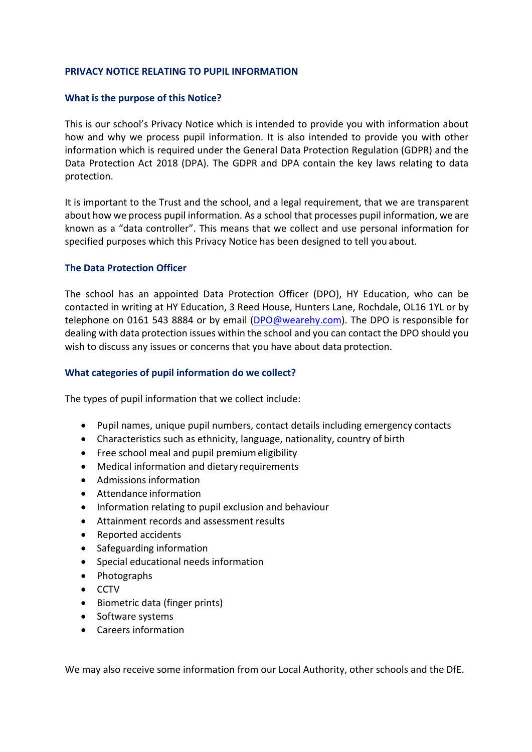## PRIVACY NOTICE RELATING TO PUPIL INFORMATION

### What is the purpose of this Notice?

This is our school's Privacy Notice which is intended to provide you with information about how and why we process pupil information. It is also intended to provide you with other information which is required under the General Data Protection Regulation (GDPR) and the Data Protection Act 2018 (DPA). The GDPR and DPA contain the key laws relating to data protection.

It is important to the Trust and the school, and a legal requirement, that we are transparent about how we process pupil information. As a school that processes pupil information, we are known as a "data controller". This means that we collect and use personal information for specified purposes which this Privacy Notice has been designed to tell you about.

### The Data Protection Officer

The school has an appointed Data Protection Officer (DPO), HY Education, who can be contacted in writing at HY Education, 3 Reed House, Hunters Lane, Rochdale, OL16 1YL or by telephone on 0161 543 8884 or by email (DPO@wearehy.com). The DPO is responsible for dealing with data protection issues within the school and you can contact the DPO should you wish to discuss any issues or concerns that you have about data protection.

### What categories of pupil information do we collect?

The types of pupil information that we collect include:

- Pupil names, unique pupil numbers, contact details including emergency contacts
- Characteristics such as ethnicity, language, nationality, country of birth
- Free school meal and pupil premium eligibility
- Medical information and dietary requirements
- Admissions information
- Attendance information
- Information relating to pupil exclusion and behaviour
- Attainment records and assessment results
- Reported accidents
- Safeguarding information
- Special educational needs information
- Photographs
- CCTV
- Biometric data (finger prints)
- Software systems
- Careers information

We may also receive some information from our Local Authority, other schools and the DfE.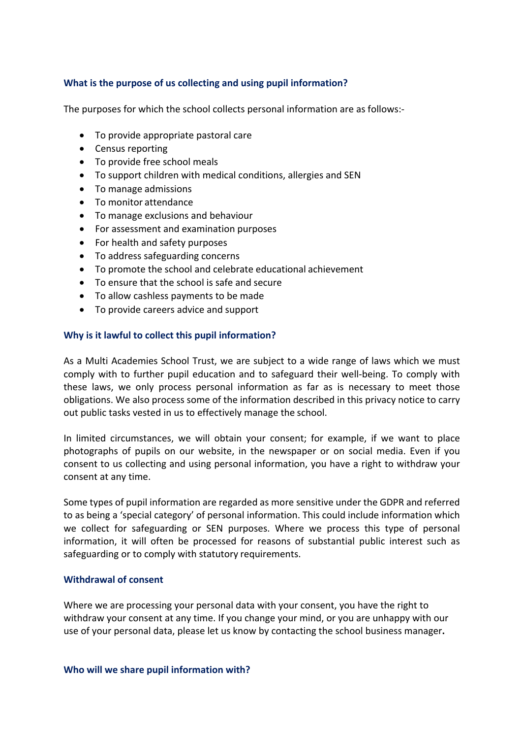### What is the purpose of us collecting and using pupil information?

The purposes for which the school collects personal information are as follows:-

- To provide appropriate pastoral care
- Census reporting
- To provide free school meals
- To support children with medical conditions, allergies and SEN
- To manage admissions
- To monitor attendance
- To manage exclusions and behaviour
- For assessment and examination purposes
- For health and safety purposes
- To address safeguarding concerns
- To promote the school and celebrate educational achievement
- To ensure that the school is safe and secure
- To allow cashless payments to be made
- To provide careers advice and support

### Why is it lawful to collect this pupil information?

As a Multi Academies School Trust, we are subject to a wide range of laws which we must comply with to further pupil education and to safeguard their well-being. To comply with these laws, we only process personal information as far as is necessary to meet those obligations. We also process some of the information described in this privacy notice to carry out public tasks vested in us to effectively manage the school.

In limited circumstances, we will obtain your consent; for example, if we want to place photographs of pupils on our website, in the newspaper or on social media. Even if you consent to us collecting and using personal information, you have a right to withdraw your consent at any time.

Some types of pupil information are regarded as more sensitive under the GDPR and referred to as being a 'special category' of personal information. This could include information which we collect for safeguarding or SEN purposes. Where we process this type of personal information, it will often be processed for reasons of substantial public interest such as safeguarding or to comply with statutory requirements.

### Withdrawal of consent

Where we are processing your personal data with your consent, you have the right to withdraw your consent at any time. If you change your mind, or you are unhappy with our use of your personal data, please let us know by contacting the school business manager**.**

### Who will we share pupil information with?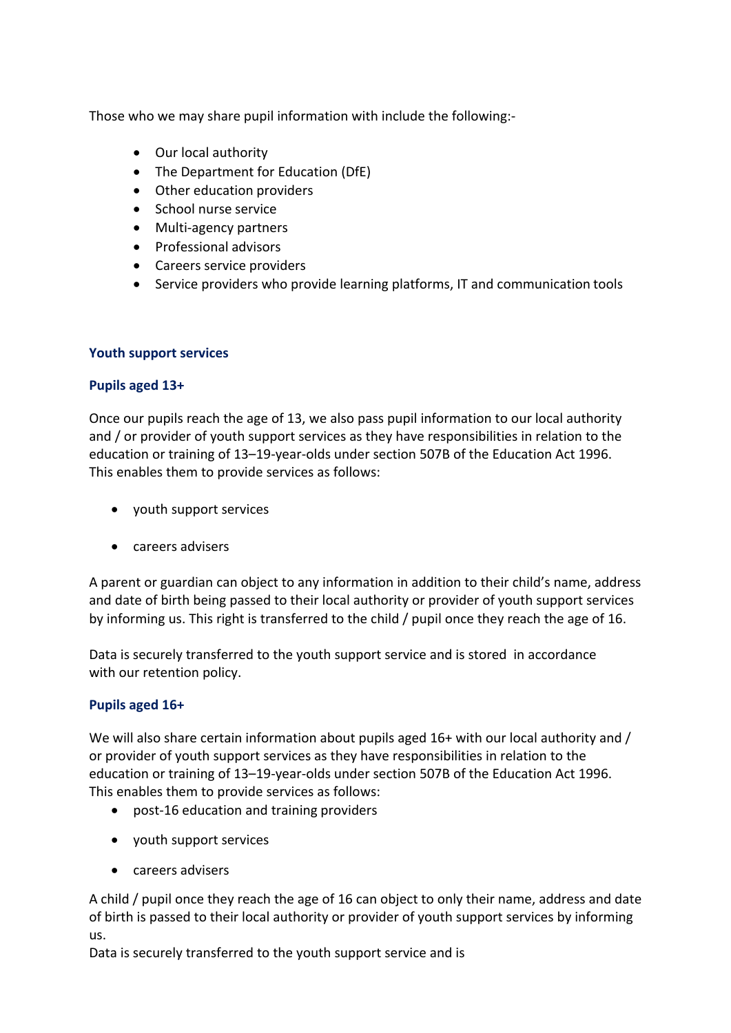Those who we may share pupil information with include the following:-

- Our local authority
- The Department for Education (DfE)
- Other education providers
- School nurse service
- Multi-agency partners
- Professional advisors
- Careers service providers
- Service providers who provide learning platforms, IT and communication tools

### Youth support services

#### Pupils aged 13+

Once our pupils reach the age of 13, we also pass pupil information to our local authority and / or provider of youth support services as they have responsibilities in relation to the education or training of 13–19-year-olds under section 507B of the Education Act 1996. This enables them to provide services as follows:

- youth support services
- careers advisers

A parent or guardian can object to any information in addition to their child's name, address and date of birth being passed to their local authority or provider of youth support services by informing us. This right is transferred to the child / pupil once they reach the age of 16.

Data is securely transferred to the youth support service and is stored in accordance with our retention policy.

#### Pupils aged 16+

We will also share certain information about pupils aged 16+ with our local authority and / or provider of youth support services as they have responsibilities in relation to the education or training of 13–19-year-olds under section 507B of the Education Act 1996. This enables them to provide services as follows:

- post-16 education and training providers
- youth support services
- careers advisers

A child / pupil once they reach the age of 16 can object to only their name, address and date of birth is passed to their local authority or provider of youth support services by informing us.

Data is securely transferred to the youth support service and is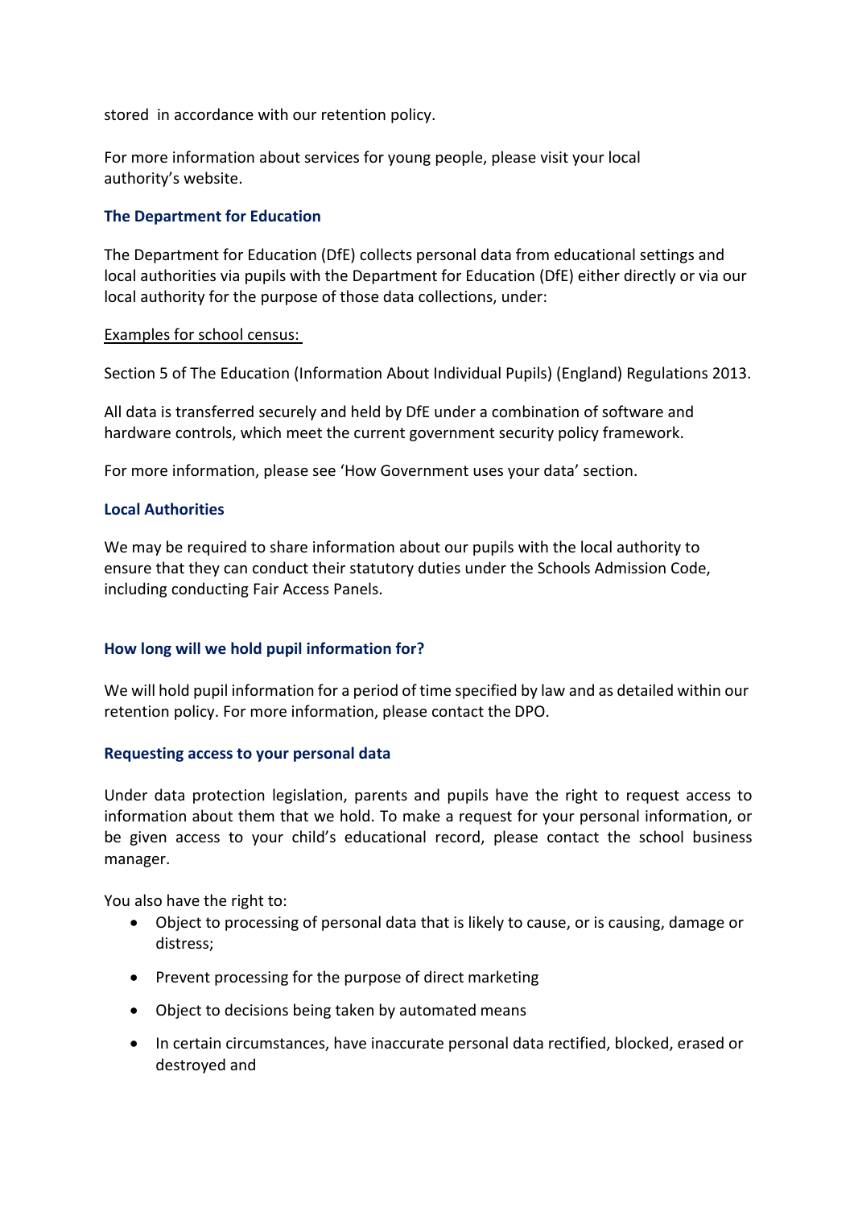stored in accordance with our retention policy.

For more information about services for young people, please visit your local authority's website.

### The Department for Education

The Department for Education (DfE) collects personal data from educational settings and local authorities via pupils with the Department for Education (DfE) either directly or via our local authority for the purpose of those data collections, under:

<u>Examples for school census:</u>

Section 5 of The Education (Information About Individual Pupils) (England) Regulations 2013.

All data is transferred securely and held by DfE under a combination of software and hardware controls, which meet the current government security policy framework.

For more information, please see 'How Government uses your data' section.

### Local Authorities

We may be required to share information about our pupils with the local authority to ensure that they can conduct their statutory duties under the Schools Admission Code, including conducting Fair Access Panels.

### How long will we hold pupil information for?

We will hold pupil information for a period of time specified by law and as detailed within our retention policy. For more information, please contact the DPO.

### Requesting access to your personal data

Under data protection legislation, parents and pupils have the right to request access to information about them that we hold. To make a request for your personal information, or be given access to your child's educational record, please contact the school business manager.

You also have the right to:

- Object to processing of personal data that is likely to cause, or is causing, damage or distress;
- Prevent processing for the purpose of direct marketing
- Object to decisions being taken by automated means
- In certain circumstances, have inaccurate personal data rectified, blocked, erased or destroyed and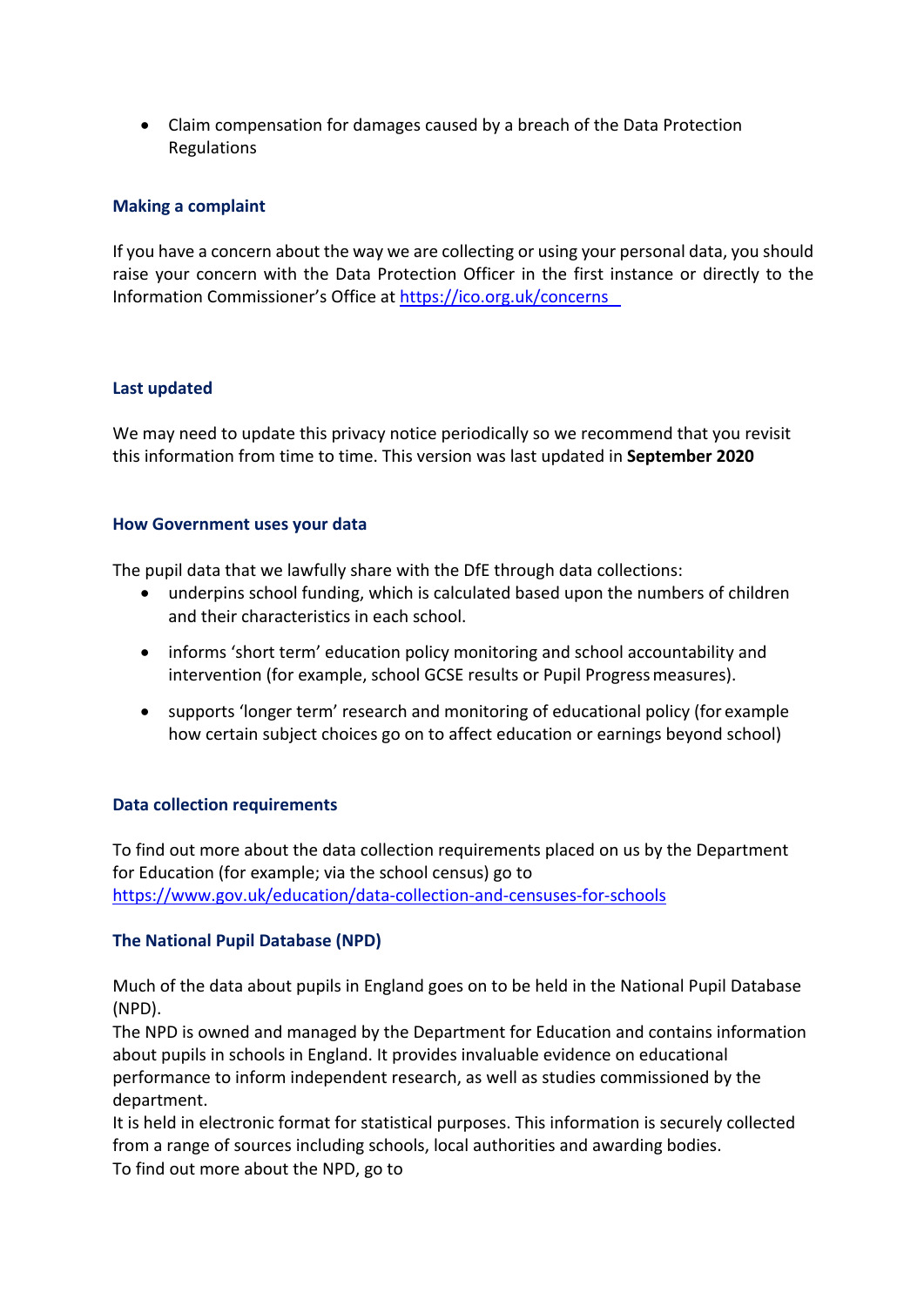- Claim compensation for damages caused by a breach of the Data Protection Regulations

### Making a complaint

If you have a concern about the way we are collecting or using your personal data, you should raise your concern with the Data Protection Officer in the first instance or directly to the Information Commissioner's Office at https://ico.org.uk/concerns

### Last updated

We may need to update this privacy notice periodically so we recommend that you revisit this information from time to time. This version was last updated in **September 2020**

### How Government uses your data

The pupil data that we lawfully share with the DfE through data collections:

- underpins school funding, which is calculated based upon the numbers of children and their characteristics in each school.
- informs 'short term' education policy monitoring and school accountability and intervention (for example, school GCSE results or Pupil Progress measures).
- supports 'longer term' research and monitoring of educational policy (for example how certain subject choices go on to affect education or earnings beyond school)

### Data collection requirements

To find out more about the data collection requirements placed on us by the Department for Education (for example; via the school census) go to https://www.gov.uk/education/data-collection-and-censuses-for-schools

### The National Pupil Database (NPD)

Much of the data about pupils in England goes on to be held in the National Pupil Database (NPD).

The NPD is owned and managed by the Department for Education and contains information about pupils in schools in England. It provides invaluable evidence on educational performance to inform independent research, as well as studies commissioned by the department.

It is held in electronic format for statistical purposes. This information is securely collected from a range of sources including schools, local authorities and awarding bodies.

To find out more about the NPD, go to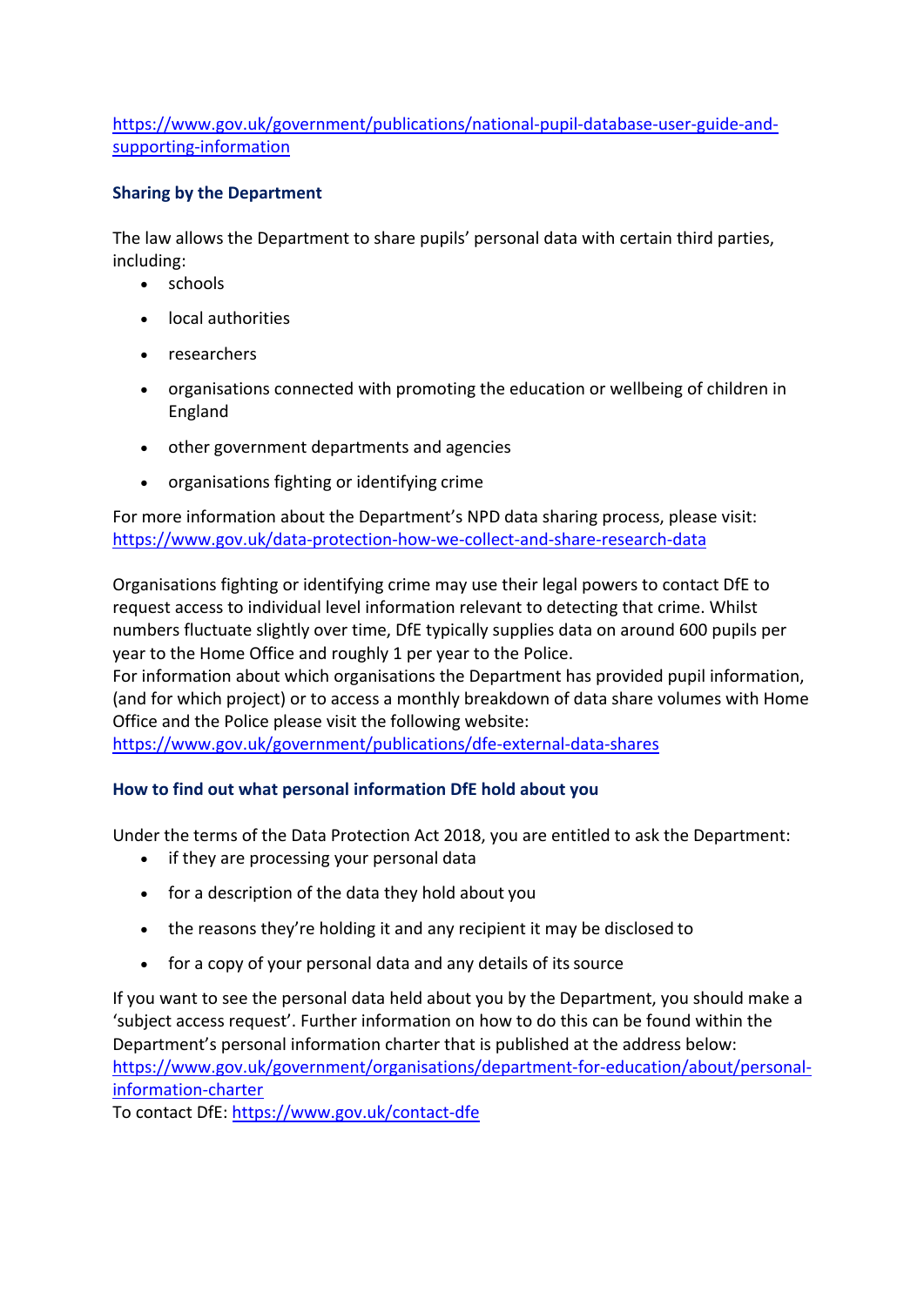https://www.gov.uk/government/publications/national-pupil-database-user-guide-and-supporting-information

### Sharing by the Department

The law allows the Department to share pupils' personal data with certain third parties, including:

- schools
- local authorities
- researchers
- organisations connected with promoting the education or wellbeing of children in England
- other government departments and agencies
- organisations fighting or identifying crime

For more information about the Department's NPD data sharing process, please visit: https://www.gov.uk/data-protection-how-we-collect-and-share-research-data

Organisations fighting or identifying crime may use their legal powers to contact DfE to request access to individual level information relevant to detecting that crime. Whilst numbers fluctuate slightly over time, DfE typically supplies data on around 600 pupils per year to the Home Office and roughly 1 per year to the Police.
For information about which organisations the Department has provided pupil information, (and for which project) or to access a monthly breakdown of data share volumes with Home Office and the Police please visit the following website:
https://www.gov.uk/government/publications/dfe-external-data-shares

### How to find out what personal information DfE hold about you

Under the terms of the Data Protection Act 2018, you are entitled to ask the Department:

- if they are processing your personal data
- for a description of the data they hold about you
- the reasons they're holding it and any recipient it may be disclosed to
- for a copy of your personal data and any details of its source

If you want to see the personal data held about you by the Department, you should make a 'subject access request'. Further information on how to do this can be found within the Department's personal information charter that is published at the address below:
https://www.gov.uk/government/organisations/department-for-education/about/personal-information-charter
To contact DfE: https://www.gov.uk/contact-dfe